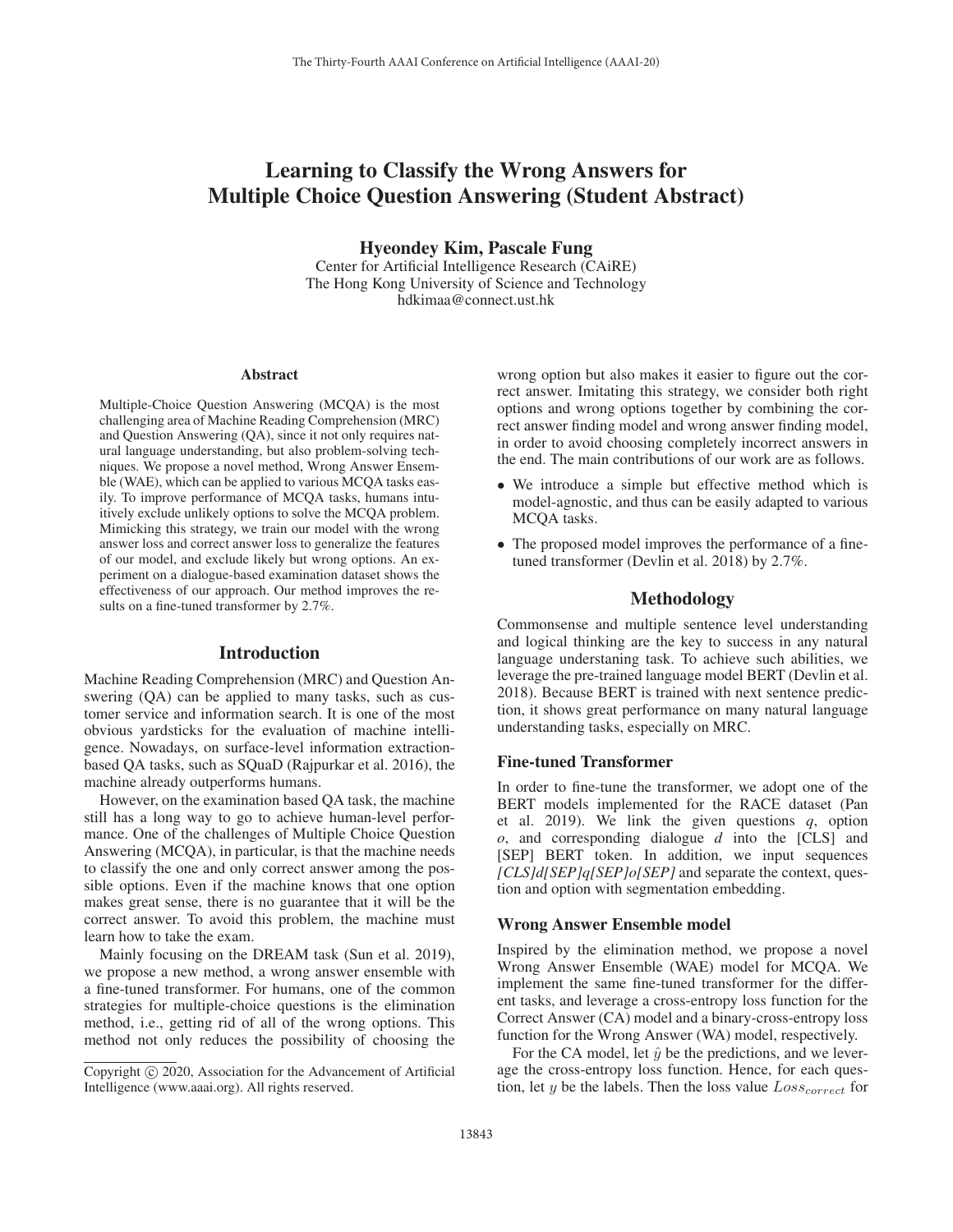# Learning to Classify the Wrong Answers for Multiple Choice Question Answering (Student Abstract)

**Hyeondey Kim, Pascale Fung**

Center for Artificial Intelligence Research (CAiRE)
The Hong Kong University of Science and Technology
hdkimaa@connect.ust.hk

## Abstract

Multiple-Choice Question Answering (MCQA) is the most challenging area of Machine Reading Comprehension (MRC) and Question Answering (QA), since it not only requires natural language understanding, but also problem-solving techniques. We propose a novel method, Wrong Answer Ensemble (WAE), which can be applied to various MCQA tasks easily. To improve performance of MCQA tasks, humans intuitively exclude unlikely options to solve the MCQA problem. Mimicking this strategy, we train our model with the wrong answer loss and correct answer loss to generalize the features of our model, and exclude likely but wrong options. An experiment on a dialogue-based examination dataset shows the effectiveness of our approach. Our method improves the results on a fine-tuned transformer by 2.7%.

## Introduction

Machine Reading Comprehension (MRC) and Question Answering (QA) can be applied to many tasks, such as customer service and information search. It is one of the most obvious yardsticks for the evaluation of machine intelligence. Nowadays, on surface-level information extraction-based QA tasks, such as SQuaD (Rajpurkar et al. 2016), the machine already outperforms humans.

However, on the examination based QA task, the machine still has a long way to go to achieve human-level performance. One of the challenges of Multiple Choice Question Answering (MCQA), in particular, is that the machine needs to classify the one and only correct answer among the possible options. Even if the machine knows that one option makes great sense, there is no guarantee that it will be the correct answer. To avoid this problem, the machine must learn how to take the exam.

Mainly focusing on the DREAM task (Sun et al. 2019), we propose a new method, a wrong answer ensemble with a fine-tuned transformer. For humans, one of the common strategies for multiple-choice questions is the elimination method, i.e., getting rid of all of the wrong options. This method not only reduces the possibility of choosing the wrong option but also makes it easier to figure out the correct answer. Imitating this strategy, we consider both right options and wrong options together by combining the correct answer finding model and wrong answer finding model, in order to avoid choosing completely incorrect answers in the end. The main contributions of our work are as follows.

- We introduce a simple but effective method which is model-agnostic, and thus can be easily adapted to various MCQA tasks.
- The proposed model improves the performance of a fine-tuned transformer (Devlin et al. 2018) by 2.7%.

Copyright © 2020, Association for the Advancement of Artificial Intelligence (www.aaai.org). All rights reserved.

## Methodology

Commonsense and multiple sentence level understanding and logical thinking are the key to success in any natural language understaning task. To achieve such abilities, we leverage the pre-trained language model BERT (Devlin et al. 2018). Because BERT is trained with next sentence prediction, it shows great performance on many natural language understanding tasks, especially on MRC.

### Fine-tuned Transformer

In order to fine-tune the transformer, we adopt one of the BERT models implemented for the RACE dataset (Pan et al. 2019). We link the given questions $q$, option $o$, and corresponding dialogue $d$ into the [CLS] and [SEP] BERT token. In addition, we input sequences *[CLS]d[SEP]q[SEP]o[SEP]* and separate the context, question and option with segmentation embedding.

### Wrong Answer Ensemble model

Inspired by the elimination method, we propose a novel Wrong Answer Ensemble (WAE) model for MCQA. We implement the same fine-tuned transformer for the different tasks, and leverage a cross-entropy loss function for the Correct Answer (CA) model and a binary-cross-entropy loss function for the Wrong Answer (WA) model, respectively.

For the CA model, let $\hat{y}$ be the predictions, and we leverage the cross-entropy loss function. Hence, for each question, let $y$ be the labels. Then the loss value $Loss_{correct}$ for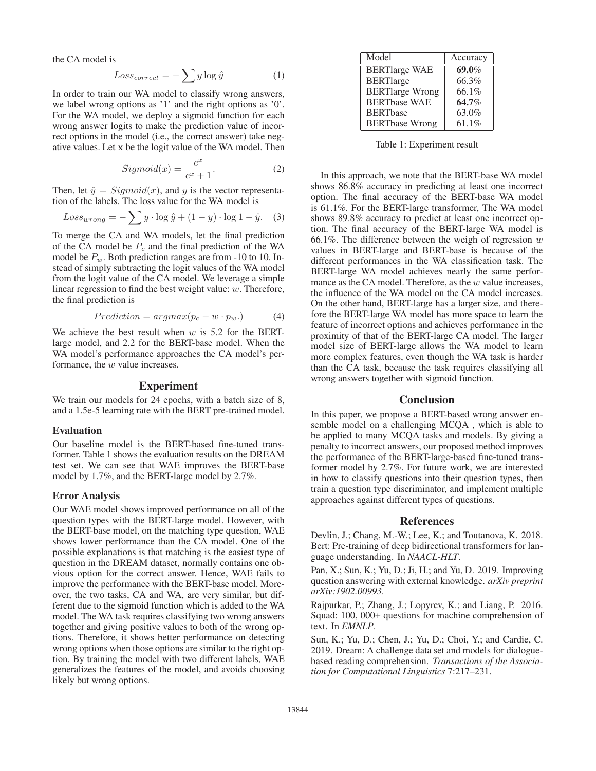the CA model is

$$Loss_{correct} = -\sum y \log \hat{y} \tag{1}$$

In order to train our WA model to classify wrong answers, we label wrong options as '1' and the right options as '0'. For the WA model, we deploy a sigmoid function for each wrong answer logits to make the prediction value of incorrect options in the model (i.e., the correct answer) take negative values. Let $\mathbf{x}$ be the logit value of the WA model. Then

$$Sigmoid(x) = \frac{e^x}{e^x + 1}. \tag{2}$$

Then, let $\hat{y} = Sigmoid(x)$, and $y$ is the vector representation of the labels. The loss value for the WA model is

$$Loss_{wrong} = -\sum y \cdot \log \hat{y} + (1 - y) \cdot \log 1 - \hat{y}. \tag{3}$$

To merge the CA and WA models, let the final prediction of the CA model be $P_c$ and the final prediction of the WA model be $P_w$. Both prediction ranges are from -10 to 10. Instead of simply subtracting the logit values of the WA model from the logit value of the CA model. We leverage a simple linear regression to find the best weight value: $w$. Therefore, the final prediction is

$$Prediction = argmax(p_c - w \cdot p_w.) \tag{4}$$

We achieve the best result when $w$ is 5.2 for the BERT-large model, and 2.2 for the BERT-base model. When the WA model's performance approaches the CA model's performance, the $w$ value increases.

## Experiment

We train our models for 24 epochs, with a batch size of 8, and a 1.5e-5 learning rate with the BERT pre-trained model.

### Evaluation

Our baseline model is the BERT-based fine-tuned transformer. Table 1 shows the evaluation results on the DREAM test set. We can see that WAE improves the BERT-base model by 1.7%, and the BERT-large model by 2.7%.

### Error Analysis

Our WAE model shows improved performance on all of the question types with the BERT-large model. However, with the BERT-base model, on the matching type question, WAE shows lower performance than the CA model. One of the possible explanations is that matching is the easiest type of question in the DREAM dataset, normally contains one obvious option for the correct answer. Hence, WAE fails to improve the performance with the BERT-base model. Moreover, the two tasks, CA and WA, are very similar, but different due to the sigmoid function which is added to the WA model. The WA task requires classifying two wrong answers together and giving positive values to both of the wrong options. Therefore, it shows better performance on detecting wrong options when those options are similar to the right option. By training the model with two different labels, WAE generalizes the features of the model, and avoids choosing likely but wrong options.

| Model | Accuracy |
|---|---|
| BERTlarge WAE | **69.0**% |
| BERTlarge | 66.3% |
| BERTlarge Wrong | 66.1% |
| BERTbase WAE | **64.7**% |
| BERTbase | 63.0% |
| BERTbase Wrong | 61.1% |

Table 1: Experiment result

In this approach, we note that the BERT-base WA model shows 86.8% accuracy in predicting at least one incorrect option. The final accuracy of the BERT-base WA model is 61.1%. For the BERT-large transformer, The WA model shows 89.8% accuracy to predict at least one incorrect option. The final accuracy of the BERT-large WA model is 66.1%. The difference between the weigh of regression $w$ values in BERT-large and BERT-base is because of the different performances in the WA classification task. The BERT-large WA model achieves nearly the same performance as the CA model. Therefore, as the $w$ value increases, the influence of the WA model on the CA model increases. On the other hand, BERT-large has a larger size, and therefore the BERT-large WA model has more space to learn the feature of incorrect options and achieves performance in the proximity of that of the BERT-large CA model. The larger model size of BERT-large allows the WA model to learn more complex features, even though the WA task is harder than the CA task, because the task requires classifying all wrong answers together with sigmoid function.

## Conclusion

In this paper, we propose a BERT-based wrong answer ensemble model on a challenging MCQA , which is able to be applied to many MCQA tasks and models. By giving a penalty to incorrect answers, our proposed method improves the performance of the BERT-large-based fine-tuned transformer model by 2.7%. For future work, we are interested in how to classify questions into their question types, then train a question type discriminator, and implement multiple approaches against different types of questions.

## References

Devlin, J.; Chang, M.-W.; Lee, K.; and Toutanova, K. 2018. Bert: Pre-training of deep bidirectional transformers for language understanding. In *NAACL-HLT*.

Pan, X.; Sun, K.; Yu, D.; Ji, H.; and Yu, D. 2019. Improving question answering with external knowledge. *arXiv preprint arXiv:1902.00993*.

Rajpurkar, P.; Zhang, J.; Lopyrev, K.; and Liang, P. 2016. Squad: 100, 000+ questions for machine comprehension of text. In *EMNLP*.

Sun, K.; Yu, D.; Chen, J.; Yu, D.; Choi, Y.; and Cardie, C. 2019. Dream: A challenge data set and models for dialogue-based reading comprehension. *Transactions of the Association for Computational Linguistics* 7:217–231.